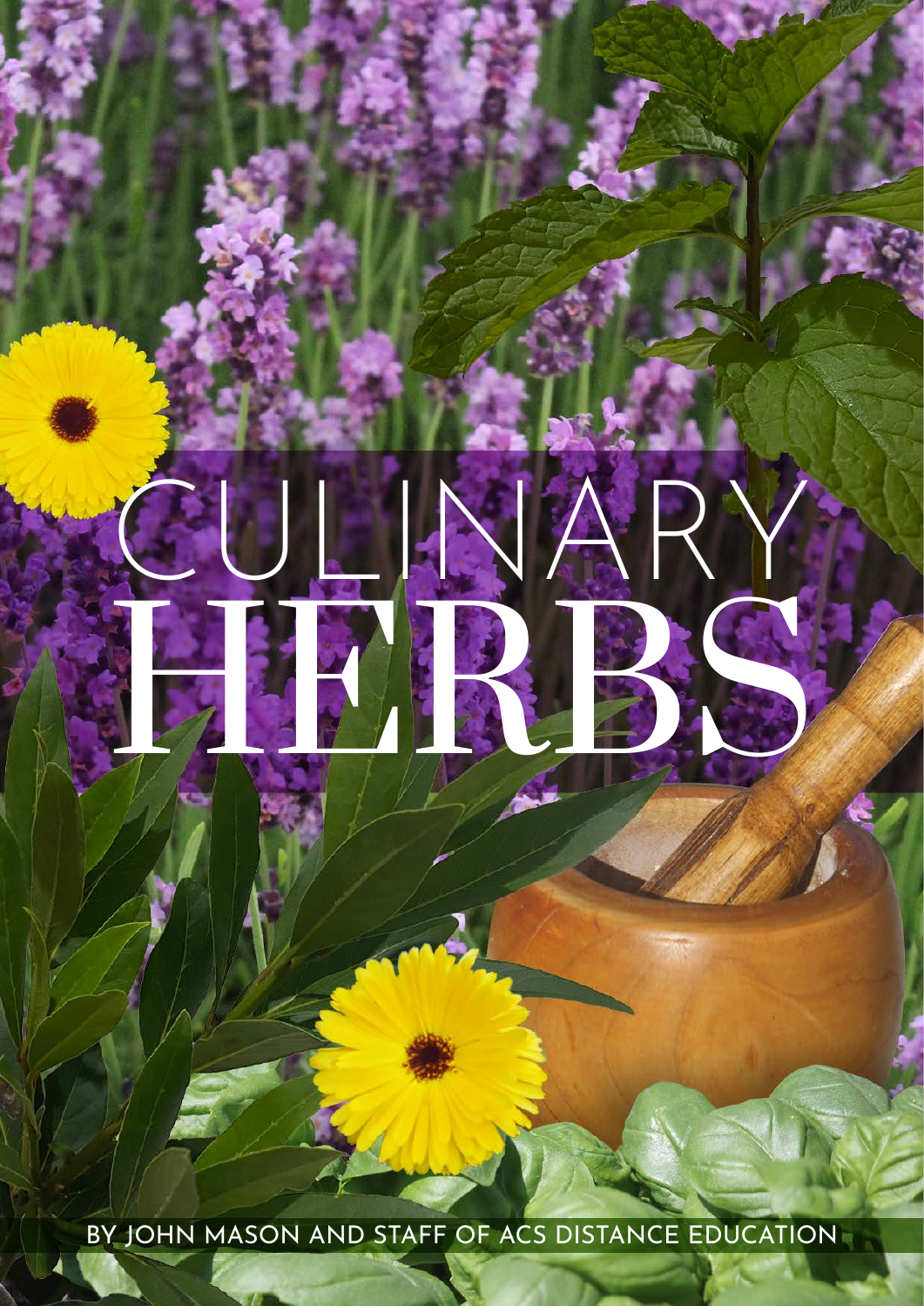# CULINARY HERBS

BY JOHN MASON AND STAFF OF ACS DISTANCE EDUCATION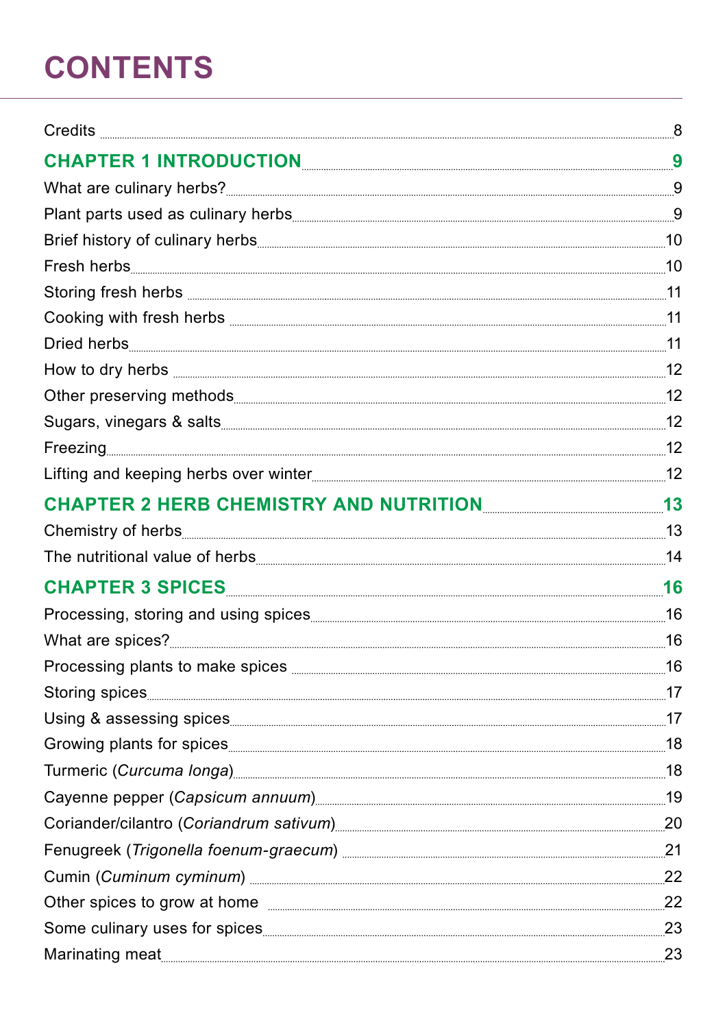# CONTENTS

Credits ........ 8

**CHAPTER 1 INTRODUCTION** ........ **9**

What are culinary herbs? ........ 9

Plant parts used as culinary herbs ........ 9

Brief history of culinary herbs ........ 10

Fresh herbs ........ 10

Storing fresh herbs ........ 11

Cooking with fresh herbs ........ 11

Dried herbs ........ 11

How to dry herbs ........ 12

Other preserving methods ........ 12

Sugars, vinegars & salts ........ 12

Freezing ........ 12

Lifting and keeping herbs over winter ........ 12

**CHAPTER 2 HERB CHEMISTRY AND NUTRITION** ........ **13**

Chemistry of herbs ........ 13

The nutritional value of herbs ........ 14

**CHAPTER 3 SPICES** ........ **16**

Processing, storing and using spices ........ 16

What are spices? ........ 16

Processing plants to make spices ........ 16

Storing spices ........ 17

Using & assessing spices ........ 17

Growing plants for spices ........ 18

Turmeric (*Curcuma longa*) ........ 18

Cayenne pepper (*Capsicum annuum*) ........ 19

Coriander/cilantro (*Coriandrum sativum*) ........ 20

Fenugreek (*Trigonella foenum-graecum*) ........ 21

Cumin (*Cuminum cyminum*) ........ 22

Other spices to grow at home ........ 22

Some culinary uses for spices ........ 23

Marinating meat ........ 23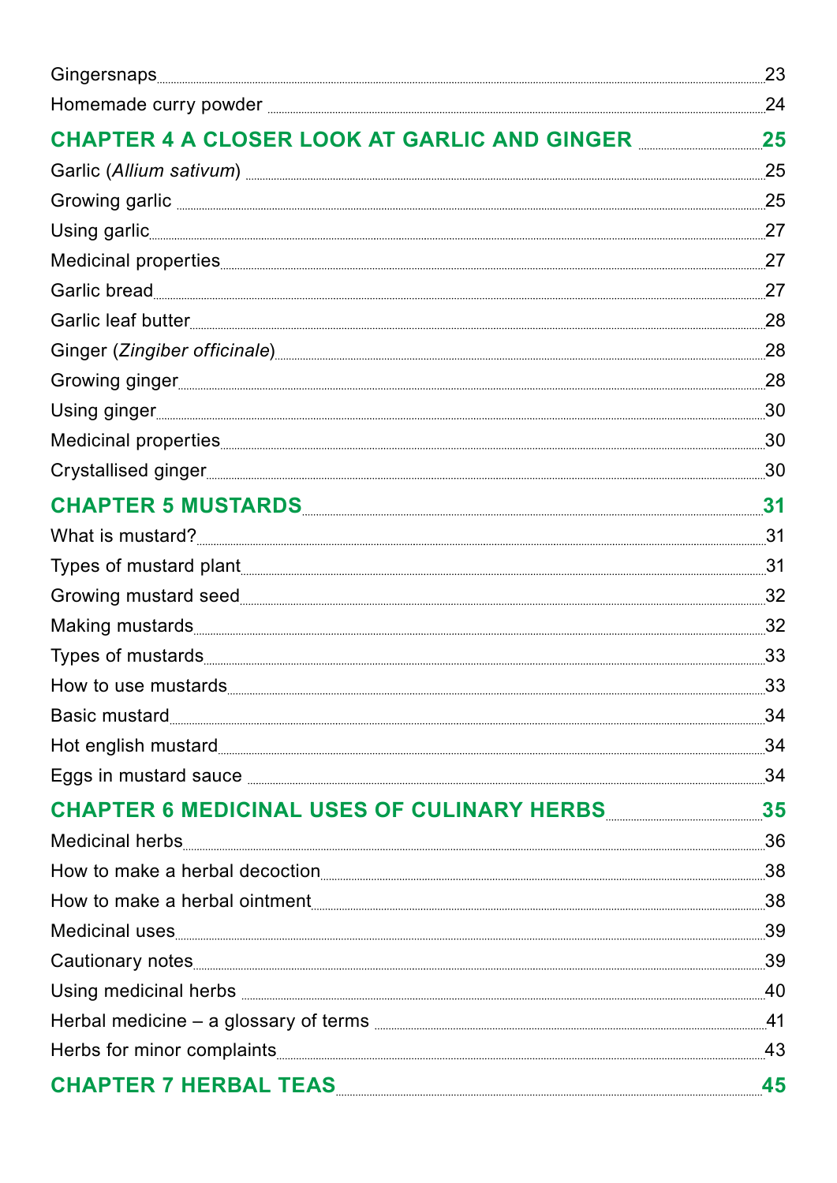Gingersnaps ..... 23

Homemade curry powder ..... 24

## CHAPTER 4 A CLOSER LOOK AT GARLIC AND GINGER ..... 25

Garlic (*Allium sativum*) ..... 25

Growing garlic ..... 25

Using garlic ..... 27

Medicinal properties ..... 27

Garlic bread ..... 27

Garlic leaf butter ..... 28

Ginger (*Zingiber officinale*) ..... 28

Growing ginger ..... 28

Using ginger ..... 30

Medicinal properties ..... 30

Crystallised ginger ..... 30

## CHAPTER 5 MUSTARDS ..... 31

What is mustard? ..... 31

Types of mustard plant ..... 31

Growing mustard seed ..... 32

Making mustards ..... 32

Types of mustards ..... 33

How to use mustards ..... 33

Basic mustard ..... 34

Hot english mustard ..... 34

Eggs in mustard sauce ..... 34

## CHAPTER 6 MEDICINAL USES OF CULINARY HERBS ..... 35

Medicinal herbs ..... 36

How to make a herbal decoction ..... 38

How to make a herbal ointment ..... 38

Medicinal uses ..... 39

Cautionary notes ..... 39

Using medicinal herbs ..... 40

Herbal medicine – a glossary of terms ..... 41

Herbs for minor complaints ..... 43

## CHAPTER 7 HERBAL TEAS ..... 45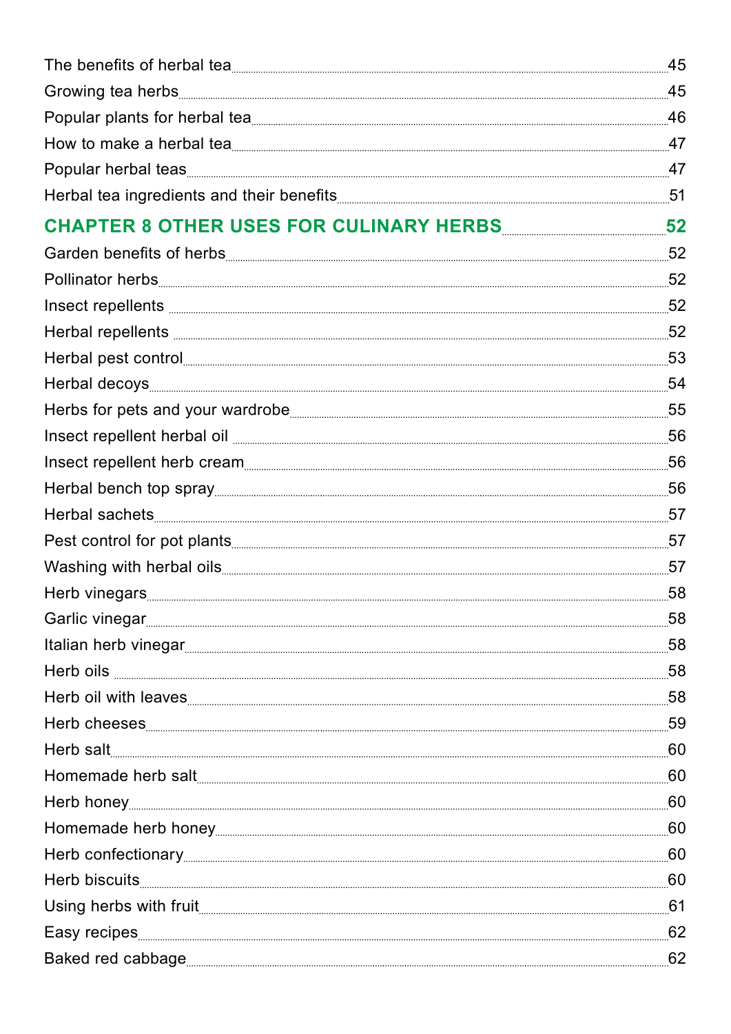The benefits of herbal tea 45

Growing tea herbs 45

Popular plants for herbal tea 46

How to make a herbal tea 47

Popular herbal teas 47

Herbal tea ingredients and their benefits 51

## CHAPTER 8 OTHER USES FOR CULINARY HERBS 52

Garden benefits of herbs 52

Pollinator herbs 52

Insect repellents 52

Herbal repellents 52

Herbal pest control 53

Herbal decoys 54

Herbs for pets and your wardrobe 55

Insect repellent herbal oil 56

Insect repellent herb cream 56

Herbal bench top spray 56

Herbal sachets 57

Pest control for pot plants 57

Washing with herbal oils 57

Herb vinegars 58

Garlic vinegar 58

Italian herb vinegar 58

Herb oils 58

Herb oil with leaves 58

Herb cheeses 59

Herb salt 60

Homemade herb salt 60

Herb honey 60

Homemade herb honey 60

Herb confectionary 60

Herb biscuits 60

Using herbs with fruit 61

Easy recipes 62

Baked red cabbage 62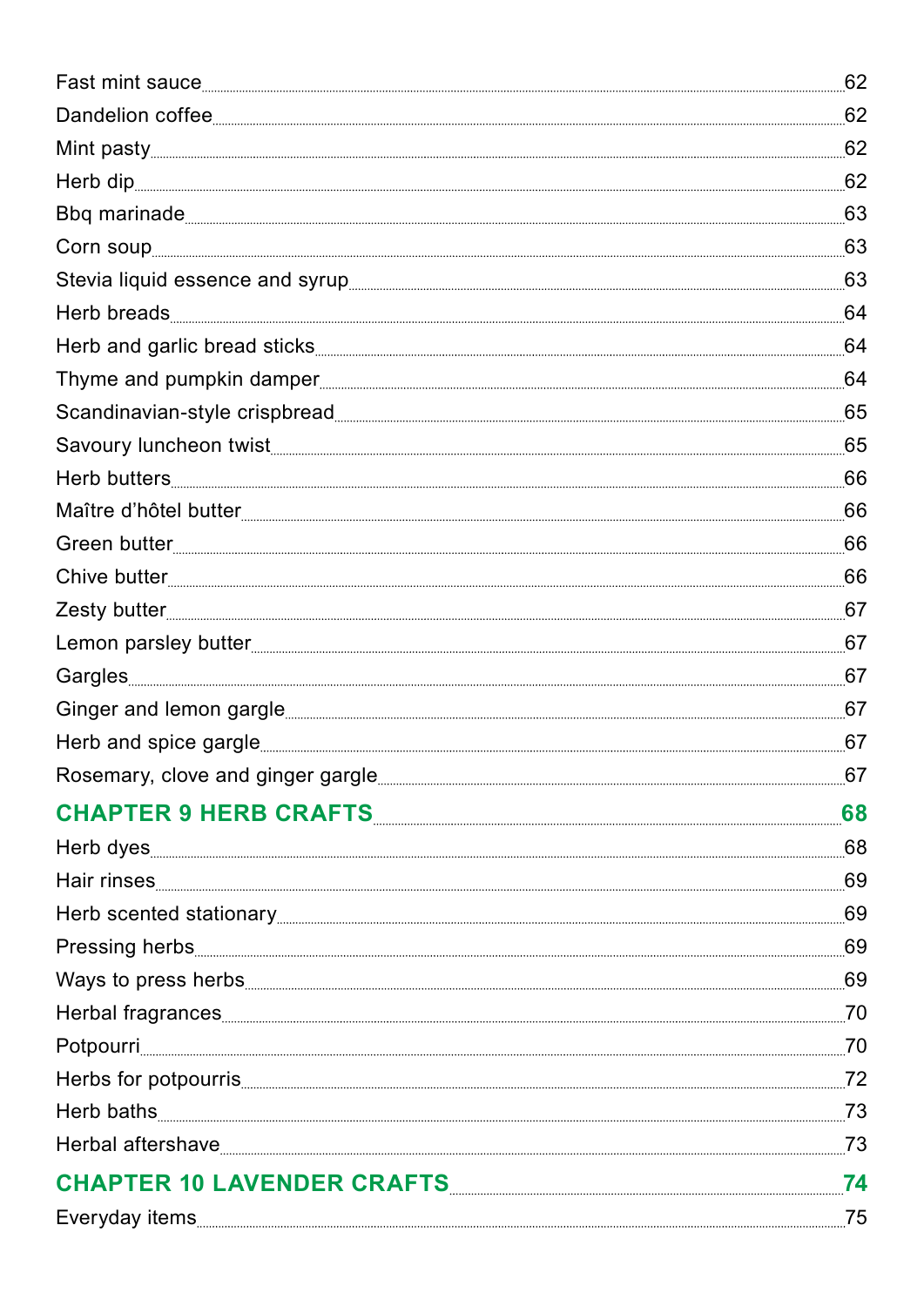Fast mint sauce ... 62
Dandelion coffee ... 62
Mint pasty ... 62
Herb dip ... 62
Bbq marinade ... 63
Corn soup ... 63
Stevia liquid essence and syrup ... 63
Herb breads ... 64
Herb and garlic bread sticks ... 64
Thyme and pumpkin damper ... 64
Scandinavian-style crispbread ... 65
Savoury luncheon twist ... 65
Herb butters ... 66
Maître d'hôtel butter ... 66
Green butter ... 66
Chive butter ... 66
Zesty butter ... 67
Lemon parsley butter ... 67
Gargles ... 67
Ginger and lemon gargle ... 67
Herb and spice gargle ... 67
Rosemary, clove and ginger gargle ... 67

## CHAPTER 9 HERB CRAFTS ... 68

Herb dyes ... 68
Hair rinses ... 69
Herb scented stationary ... 69
Pressing herbs ... 69
Ways to press herbs ... 69
Herbal fragrances ... 70
Potpourri ... 70
Herbs for potpourris ... 72
Herb baths ... 73
Herbal aftershave ... 73

## CHAPTER 10 LAVENDER CRAFTS ... 74

Everyday items ... 75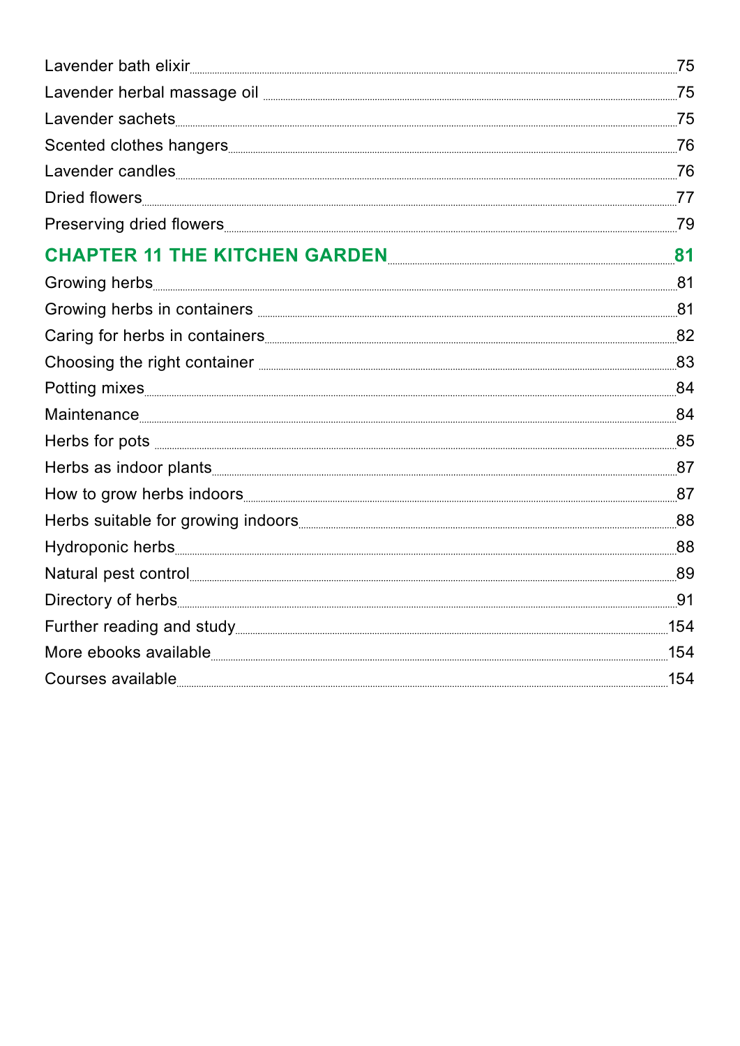Lavender bath elixir 75

Lavender herbal massage oil 75

Lavender sachets 75

Scented clothes hangers 76

Lavender candles 76

Dried flowers 77

Preserving dried flowers 79

## CHAPTER 11 THE KITCHEN GARDEN 81

Growing herbs 81

Growing herbs in containers 81

Caring for herbs in containers 82

Choosing the right container 83

Potting mixes 84

Maintenance 84

Herbs for pots 85

Herbs as indoor plants 87

How to grow herbs indoors 87

Herbs suitable for growing indoors 88

Hydroponic herbs 88

Natural pest control 89

Directory of herbs 91

Further reading and study 154

More ebooks available 154

Courses available 154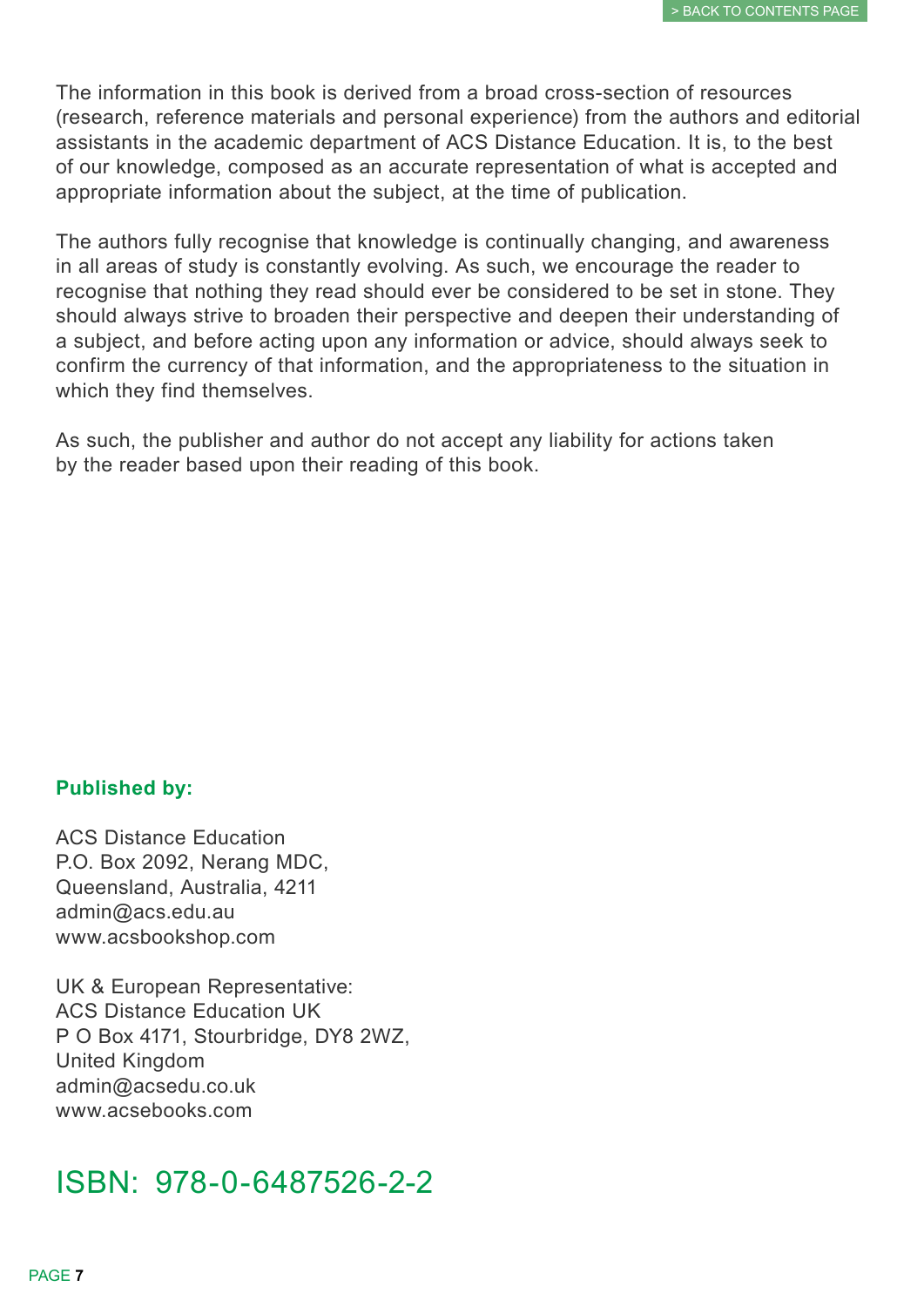The information in this book is derived from a broad cross-section of resources (research, reference materials and personal experience) from the authors and editorial assistants in the academic department of ACS Distance Education. It is, to the best of our knowledge, composed as an accurate representation of what is accepted and appropriate information about the subject, at the time of publication.

The authors fully recognise that knowledge is continually changing, and awareness in all areas of study is constantly evolving. As such, we encourage the reader to recognise that nothing they read should ever be considered to be set in stone. They should always strive to broaden their perspective and deepen their understanding of a subject, and before acting upon any information or advice, should always seek to confirm the currency of that information, and the appropriateness to the situation in which they find themselves.

As such, the publisher and author do not accept any liability for actions taken by the reader based upon their reading of this book.

**Published by:**

ACS Distance Education
P.O. Box 2092, Nerang MDC,
Queensland, Australia, 4211
admin@acs.edu.au
www.acsbookshop.com

UK & European Representative:
ACS Distance Education UK
P O Box 4171, Stourbridge, DY8 2WZ,
United Kingdom
admin@acsedu.co.uk
www.acsebooks.com

ISBN: 978-0-6487526-2-2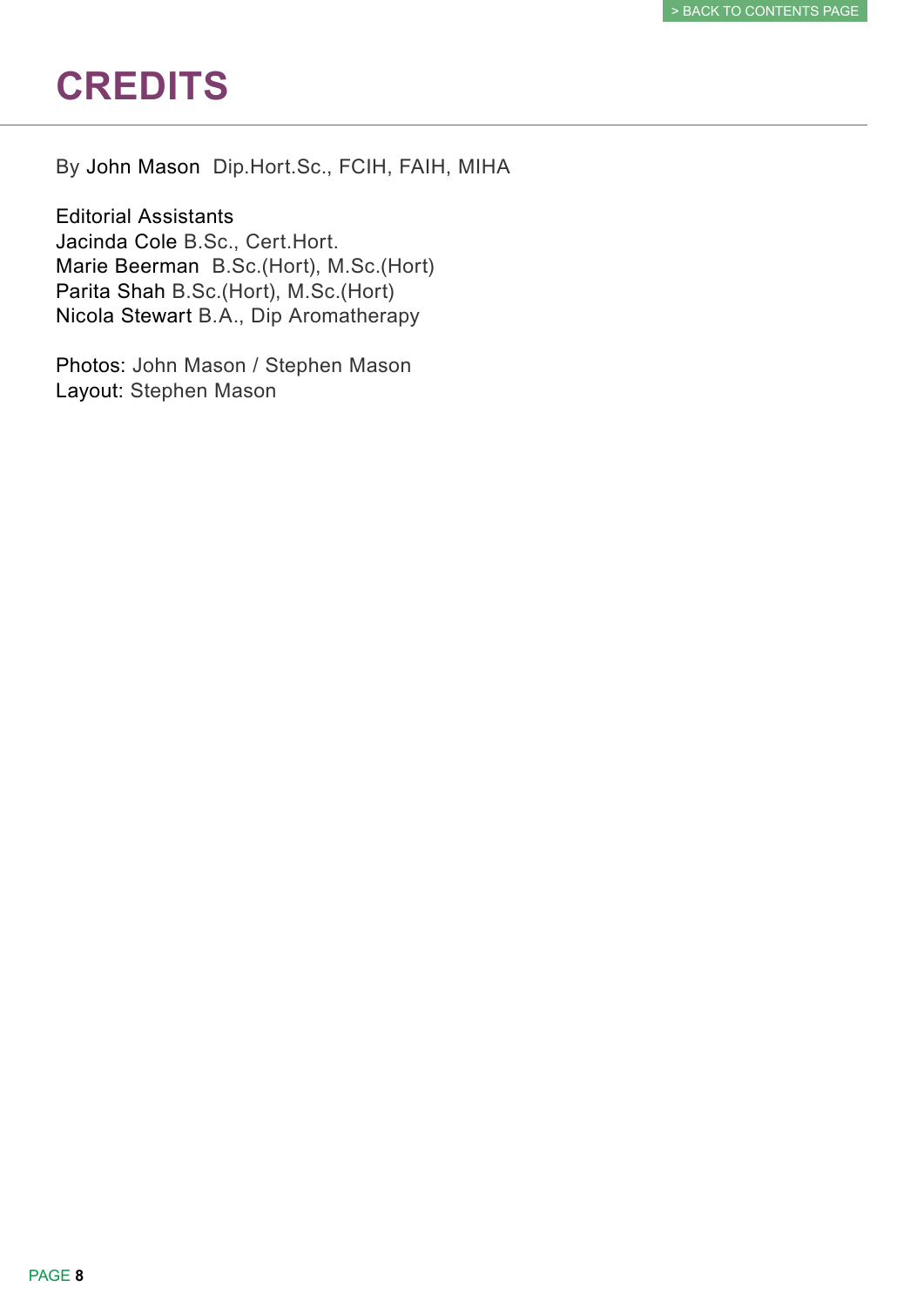# CREDITS

By John Mason Dip.Hort.Sc., FCIH, FAIH, MIHA

Editorial Assistants
Jacinda Cole B.Sc., Cert.Hort.
Marie Beerman B.Sc.(Hort), M.Sc.(Hort)
Parita Shah B.Sc.(Hort), M.Sc.(Hort)
Nicola Stewart B.A., Dip Aromatherapy

Photos: John Mason / Stephen Mason
Layout: Stephen Mason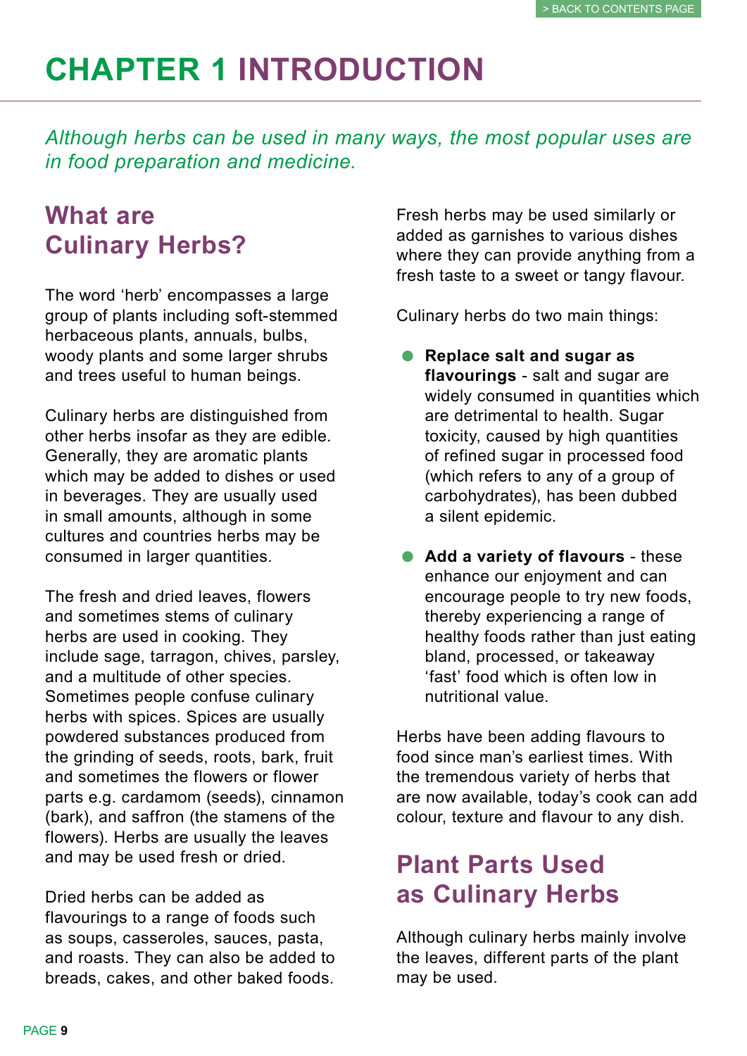# CHAPTER 1 INTRODUCTION

*Although herbs can be used in many ways, the most popular uses are in food preparation and medicine.*

## What are Culinary Herbs?

The word 'herb' encompasses a large group of plants including soft-stemmed herbaceous plants, annuals, bulbs, woody plants and some larger shrubs and trees useful to human beings.

Culinary herbs are distinguished from other herbs insofar as they are edible. Generally, they are aromatic plants which may be added to dishes or used in beverages. They are usually used in small amounts, although in some cultures and countries herbs may be consumed in larger quantities.

The fresh and dried leaves, flowers and sometimes stems of culinary herbs are used in cooking. They include sage, tarragon, chives, parsley, and a multitude of other species. Sometimes people confuse culinary herbs with spices. Spices are usually powdered substances produced from the grinding of seeds, roots, bark, fruit and sometimes the flowers or flower parts e.g. cardamom (seeds), cinnamon (bark), and saffron (the stamens of the flowers). Herbs are usually the leaves and may be used fresh or dried.

Dried herbs can be added as flavourings to a range of foods such as soups, casseroles, sauces, pasta, and roasts. They can also be added to breads, cakes, and other baked foods.

Fresh herbs may be used similarly or added as garnishes to various dishes where they can provide anything from a fresh taste to a sweet or tangy flavour.

Culinary herbs do two main things:

- **Replace salt and sugar as flavourings** - salt and sugar are widely consumed in quantities which are detrimental to health. Sugar toxicity, caused by high quantities of refined sugar in processed food (which refers to any of a group of carbohydrates), has been dubbed a silent epidemic.
- **Add a variety of flavours** - these enhance our enjoyment and can encourage people to try new foods, thereby experiencing a range of healthy foods rather than just eating bland, processed, or takeaway 'fast' food which is often low in nutritional value.

Herbs have been adding flavours to food since man's earliest times. With the tremendous variety of herbs that are now available, today's cook can add colour, texture and flavour to any dish.

## Plant Parts Used as Culinary Herbs

Although culinary herbs mainly involve the leaves, different parts of the plant may be used.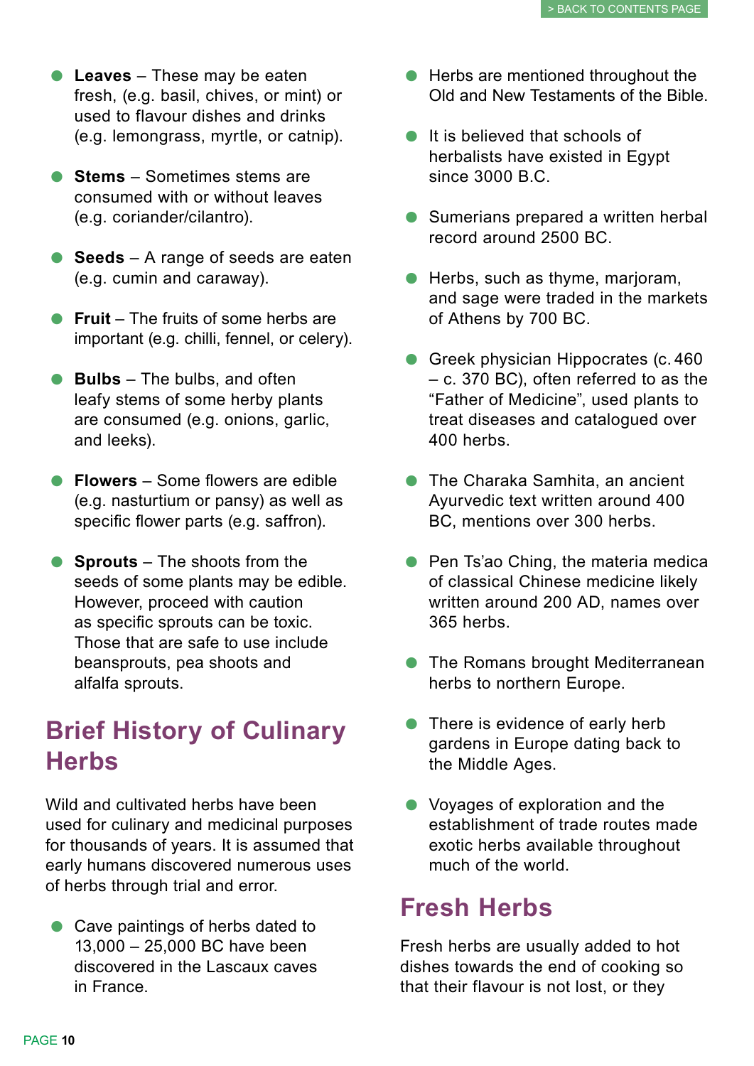- **Leaves** – These may be eaten fresh, (e.g. basil, chives, or mint) or used to flavour dishes and drinks (e.g. lemongrass, myrtle, or catnip).
- **Stems** – Sometimes stems are consumed with or without leaves (e.g. coriander/cilantro).
- **Seeds** – A range of seeds are eaten (e.g. cumin and caraway).
- **Fruit** – The fruits of some herbs are important (e.g. chilli, fennel, or celery).
- **Bulbs** – The bulbs, and often leafy stems of some herby plants are consumed (e.g. onions, garlic, and leeks).
- **Flowers** – Some flowers are edible (e.g. nasturtium or pansy) as well as specific flower parts (e.g. saffron).
- **Sprouts** – The shoots from the seeds of some plants may be edible. However, proceed with caution as specific sprouts can be toxic. Those that are safe to use include beansprouts, pea shoots and alfalfa sprouts.

## Brief History of Culinary Herbs

Wild and cultivated herbs have been used for culinary and medicinal purposes for thousands of years. It is assumed that early humans discovered numerous uses of herbs through trial and error.

- Cave paintings of herbs dated to 13,000 – 25,000 BC have been discovered in the Lascaux caves in France.
- Herbs are mentioned throughout the Old and New Testaments of the Bible.
- It is believed that schools of herbalists have existed in Egypt since 3000 B.C.
- Sumerians prepared a written herbal record around 2500 BC.
- Herbs, such as thyme, marjoram, and sage were traded in the markets of Athens by 700 BC.
- Greek physician Hippocrates (c. 460 – c. 370 BC), often referred to as the "Father of Medicine", used plants to treat diseases and catalogued over 400 herbs.
- The Charaka Samhita, an ancient Ayurvedic text written around 400 BC, mentions over 300 herbs.
- Pen Ts'ao Ching, the materia medica of classical Chinese medicine likely written around 200 AD, names over 365 herbs.
- The Romans brought Mediterranean herbs to northern Europe.
- There is evidence of early herb gardens in Europe dating back to the Middle Ages.
- Voyages of exploration and the establishment of trade routes made exotic herbs available throughout much of the world.

## Fresh Herbs

Fresh herbs are usually added to hot dishes towards the end of cooking so that their flavour is not lost, or they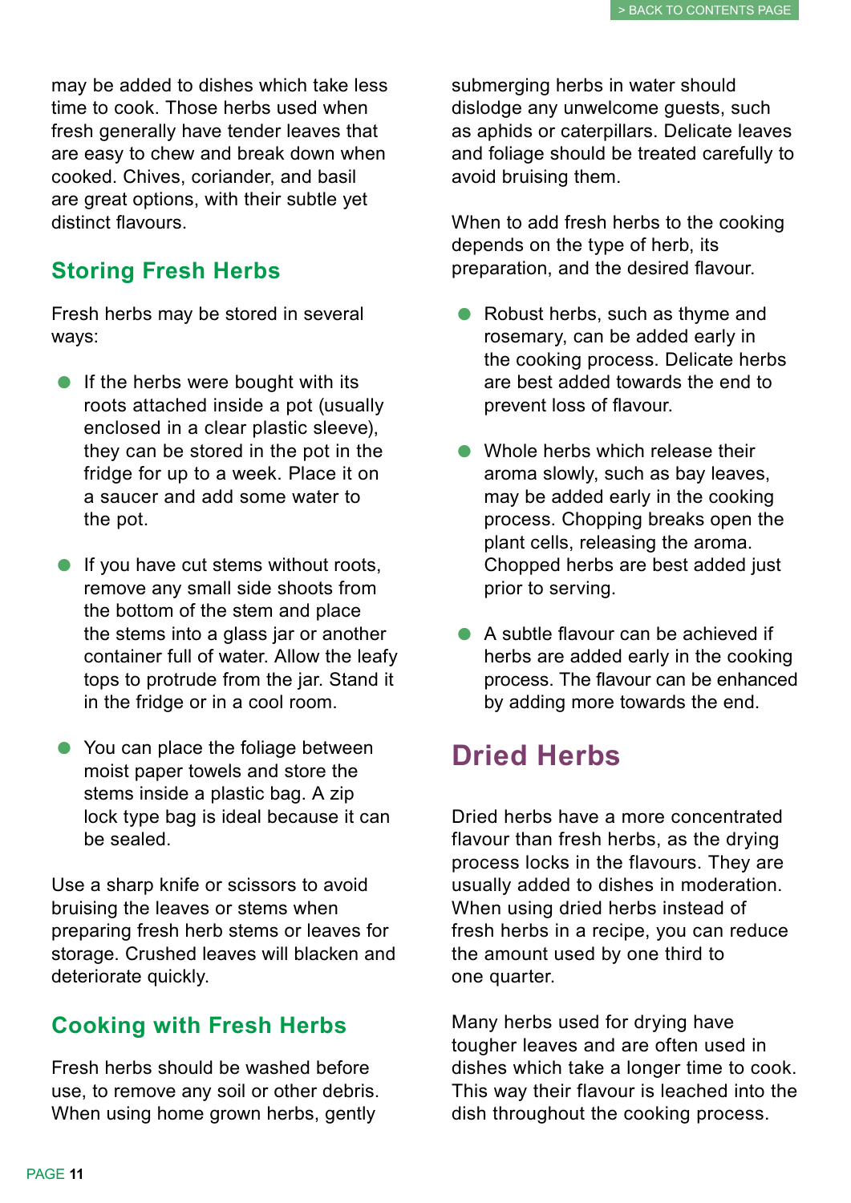may be added to dishes which take less time to cook. Those herbs used when fresh generally have tender leaves that are easy to chew and break down when cooked. Chives, coriander, and basil are great options, with their subtle yet distinct flavours.

### Storing Fresh Herbs

Fresh herbs may be stored in several ways:

- If the herbs were bought with its roots attached inside a pot (usually enclosed in a clear plastic sleeve), they can be stored in the pot in the fridge for up to a week. Place it on a saucer and add some water to the pot.
- If you have cut stems without roots, remove any small side shoots from the bottom of the stem and place the stems into a glass jar or another container full of water. Allow the leafy tops to protrude from the jar. Stand it in the fridge or in a cool room.
- You can place the foliage between moist paper towels and store the stems inside a plastic bag. A zip lock type bag is ideal because it can be sealed.

Use a sharp knife or scissors to avoid bruising the leaves or stems when preparing fresh herb stems or leaves for storage. Crushed leaves will blacken and deteriorate quickly.

### Cooking with Fresh Herbs

Fresh herbs should be washed before use, to remove any soil or other debris. When using home grown herbs, gently submerging herbs in water should dislodge any unwelcome guests, such as aphids or caterpillars. Delicate leaves and foliage should be treated carefully to avoid bruising them.

When to add fresh herbs to the cooking depends on the type of herb, its preparation, and the desired flavour.

- Robust herbs, such as thyme and rosemary, can be added early in the cooking process. Delicate herbs are best added towards the end to prevent loss of flavour.
- Whole herbs which release their aroma slowly, such as bay leaves, may be added early in the cooking process. Chopping breaks open the plant cells, releasing the aroma. Chopped herbs are best added just prior to serving.
- A subtle flavour can be achieved if herbs are added early in the cooking process. The flavour can be enhanced by adding more towards the end.

## Dried Herbs

Dried herbs have a more concentrated flavour than fresh herbs, as the drying process locks in the flavours. They are usually added to dishes in moderation. When using dried herbs instead of fresh herbs in a recipe, you can reduce the amount used by one third to one quarter.

Many herbs used for drying have tougher leaves and are often used in dishes which take a longer time to cook. This way their flavour is leached into the dish throughout the cooking process.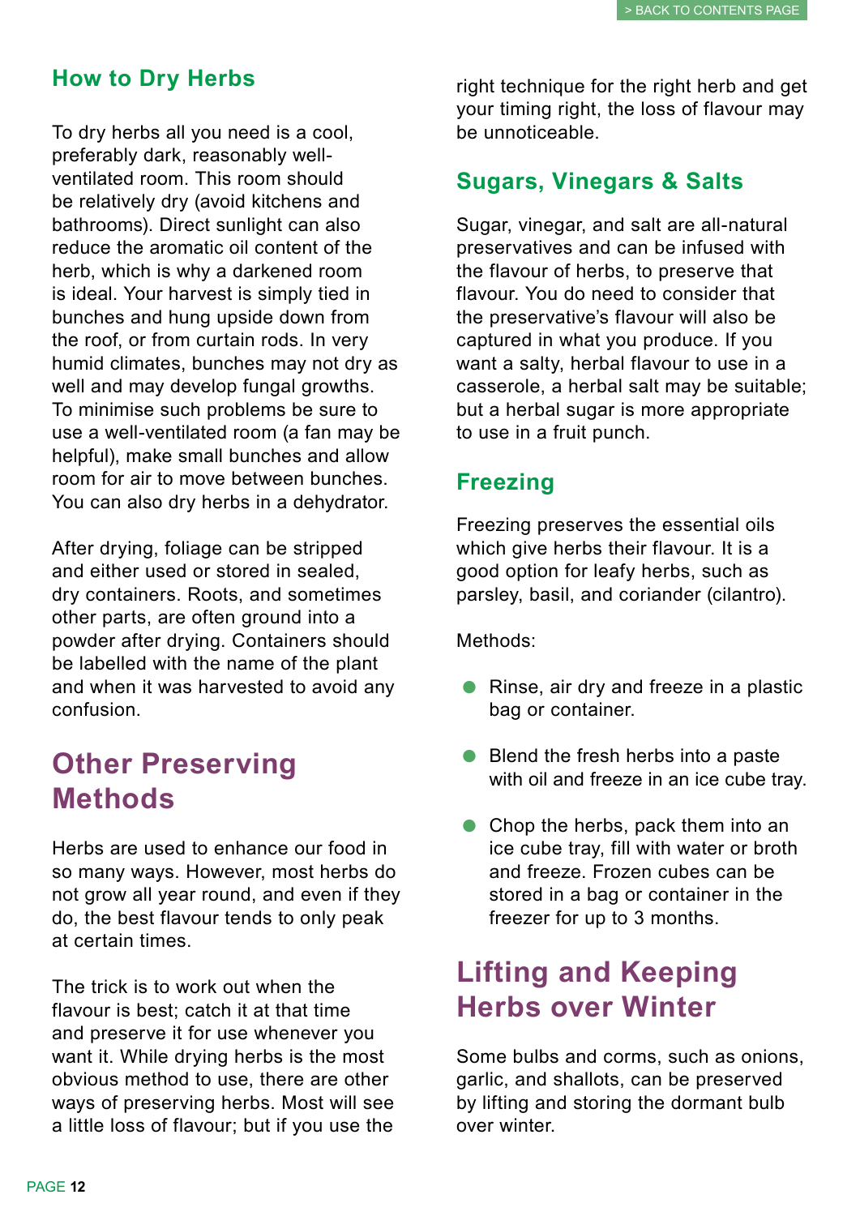## How to Dry Herbs

To dry herbs all you need is a cool, preferably dark, reasonably well-ventilated room. This room should be relatively dry (avoid kitchens and bathrooms). Direct sunlight can also reduce the aromatic oil content of the herb, which is why a darkened room is ideal. Your harvest is simply tied in bunches and hung upside down from the roof, or from curtain rods. In very humid climates, bunches may not dry as well and may develop fungal growths. To minimise such problems be sure to use a well-ventilated room (a fan may be helpful), make small bunches and allow room for air to move between bunches. You can also dry herbs in a dehydrator.

After drying, foliage can be stripped and either used or stored in sealed, dry containers. Roots, and sometimes other parts, are often ground into a powder after drying. Containers should be labelled with the name of the plant and when it was harvested to avoid any confusion.

# Other Preserving Methods

Herbs are used to enhance our food in so many ways. However, most herbs do not grow all year round, and even if they do, the best flavour tends to only peak at certain times.

The trick is to work out when the flavour is best; catch it at that time and preserve it for use whenever you want it. While drying herbs is the most obvious method to use, there are other ways of preserving herbs. Most will see a little loss of flavour; but if you use the right technique for the right herb and get your timing right, the loss of flavour may be unnoticeable.

## Sugars, Vinegars & Salts

Sugar, vinegar, and salt are all-natural preservatives and can be infused with the flavour of herbs, to preserve that flavour. You do need to consider that the preservative's flavour will also be captured in what you produce. If you want a salty, herbal flavour to use in a casserole, a herbal salt may be suitable; but a herbal sugar is more appropriate to use in a fruit punch.

## Freezing

Freezing preserves the essential oils which give herbs their flavour. It is a good option for leafy herbs, such as parsley, basil, and coriander (cilantro).

Methods:

- Rinse, air dry and freeze in a plastic bag or container.
- Blend the fresh herbs into a paste with oil and freeze in an ice cube tray.
- Chop the herbs, pack them into an ice cube tray, fill with water or broth and freeze. Frozen cubes can be stored in a bag or container in the freezer for up to 3 months.

# Lifting and Keeping Herbs over Winter

Some bulbs and corms, such as onions, garlic, and shallots, can be preserved by lifting and storing the dormant bulb over winter.